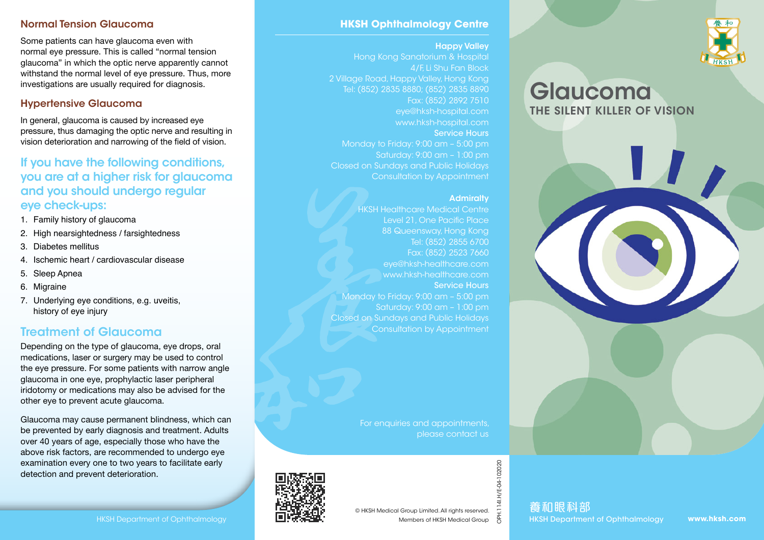## Normal Tension Glaucoma

Some patients can have glaucoma even with normal eye pressure. This is called "normal tension glaucoma" in which the optic nerve apparently cannot withstand the normal level of eye pressure. Thus, more investigations are usually required for diagnosis.

## Hypertensive Glaucoma

In general, glaucoma is caused by increased eye pressure, thus damaging the optic nerve and resulting in vision deterioration and narrowing of the field of vision.

## If you have the following conditions, you are at a higher risk for glaucoma and you should undergo regular eye check-ups:

1. Family history of glaucoma
2. High nearsightedness / farsightedness
3. Diabetes mellitus
4. Ischemic heart / cardiovascular disease
5. Sleep Apnea
6. Migraine
7. Underlying eye conditions, e.g. uveitis, history of eye injury

## Treatment of Glaucoma

Depending on the type of glaucoma, eye drops, oral medications, laser or surgery may be used to control the eye pressure. For some patients with narrow angle glaucoma in one eye, prophylactic laser peripheral iridotomy or medications may also be advised for the other eye to prevent acute glaucoma.

Glaucoma may cause permanent blindness, which can be prevented by early diagnosis and treatment. Adults over 40 years of age, especially those who have the above risk factors, are recommended to undergo eye examination every one to two years to facilitate early detection and prevent deterioration.

HKSH Department of Ophthalmology

## HKSH Ophthalmology Centre

**Happy Valley**
Hong Kong Sanatorium & Hospital
4/F, Li Shu Fan Block
2 Village Road, Happy Valley, Hong Kong
Tel: (852) 2835 8880; (852) 2835 8890
Fax: (852) 2892 7510
eye@hksh-hospital.com
www.hksh-hospital.com
**Service Hours**
Monday to Friday: 9:00 am – 5:00 pm
Saturday: 9:00 am – 1:00 pm
Closed on Sundays and Public Holidays
Consultation by Appointment

**Admiralty**
HKSH Healthcare Medical Centre
Level 21, One Pacific Place
88 Queensway, Hong Kong
Tel: (852) 2855 6700
Fax: (852) 2523 7660
eye@hksh-healthcare.com
www.hksh-healthcare.com
**Service Hours**
Monday to Friday: 9:00 am – 5:00 pm
Saturday: 9:00 am – 1:00 pm
Closed on Sundays and Public Holidays
Consultation by Appointment

For enquiries and appointments, please contact us

© HKSH Medical Group Limited. All rights reserved.
Members of HKSH Medical Group

OPH.114I.H/E-04-102020

# Glaucoma

## THE SILENT KILLER OF VISION

養和眼科部
HKSH Department of Ophthalmology

www.hksh.com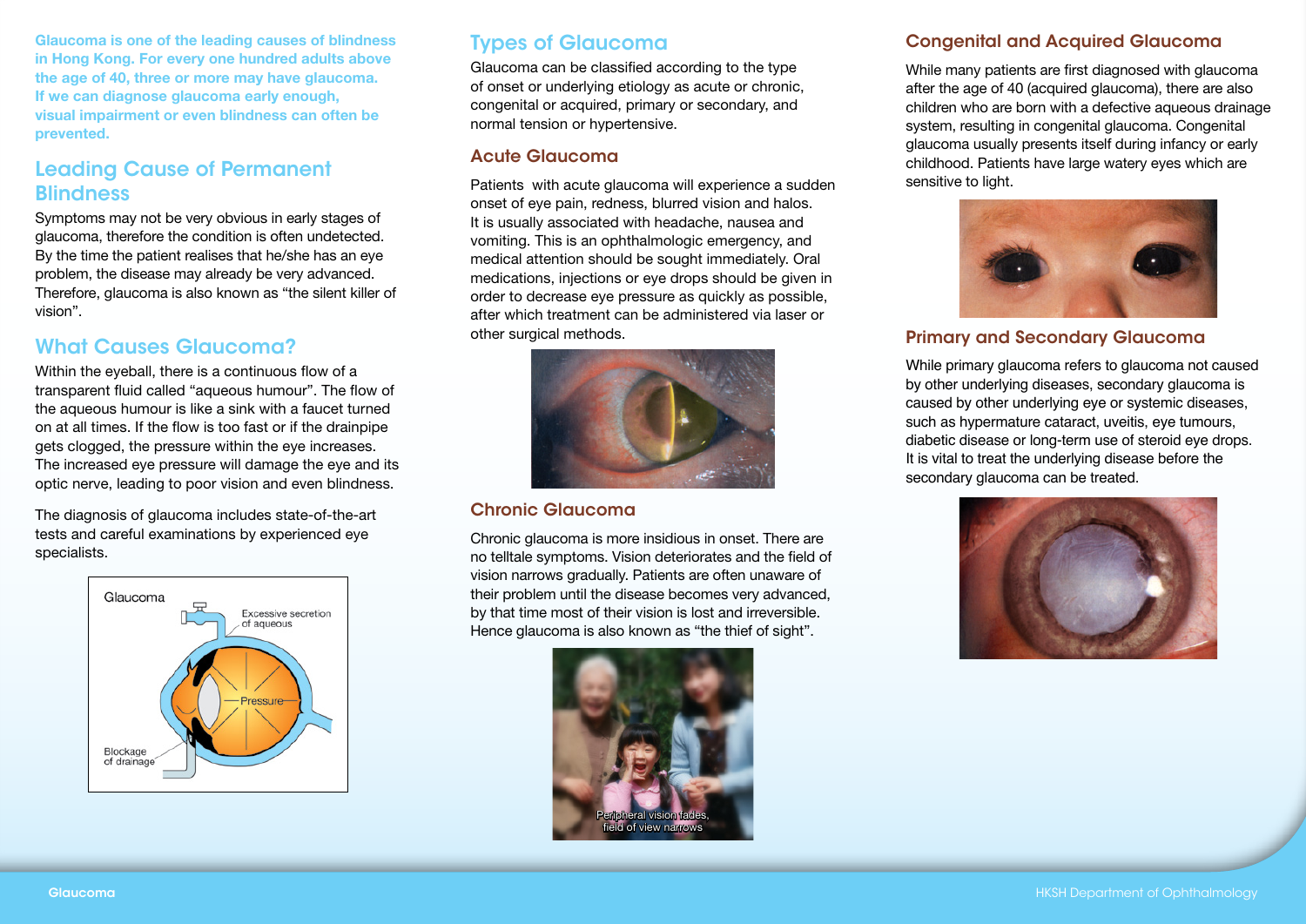**Glaucoma is one of the leading causes of blindness in Hong Kong. For every one hundred adults above the age of 40, three or more may have glaucoma. If we can diagnose glaucoma early enough, visual impairment or even blindness can often be prevented.**

## Leading Cause of Permanent Blindness

Symptoms may not be very obvious in early stages of glaucoma, therefore the condition is often undetected. By the time the patient realises that he/she has an eye problem, the disease may already be very advanced. Therefore, glaucoma is also known as "the silent killer of vision".

## What Causes Glaucoma?

Within the eyeball, there is a continuous flow of a transparent fluid called "aqueous humour". The flow of the aqueous humour is like a sink with a faucet turned on at all times. If the flow is too fast or if the drainpipe gets clogged, the pressure within the eye increases. The increased eye pressure will damage the eye and its optic nerve, leading to poor vision and even blindness.

The diagnosis of glaucoma includes state-of-the-art tests and careful examinations by experienced eye specialists.

Glaucoma

Excessive secretion of aqueous

Pressure

Blockage of drainage

## Types of Glaucoma

Glaucoma can be classified according to the type of onset or underlying etiology as acute or chronic, congenital or acquired, primary or secondary, and normal tension or hypertensive.

### Acute Glaucoma

Patients with acute glaucoma will experience a sudden onset of eye pain, redness, blurred vision and halos. It is usually associated with headache, nausea and vomiting. This is an ophthalmologic emergency, and medical attention should be sought immediately. Oral medications, injections or eye drops should be given in order to decrease eye pressure as quickly as possible, after which treatment can be administered via laser or other surgical methods.

### Chronic Glaucoma

Chronic glaucoma is more insidious in onset. There are no telltale symptoms. Vision deteriorates and the field of vision narrows gradually. Patients are often unaware of their problem until the disease becomes very advanced, by that time most of their vision is lost and irreversible. Hence glaucoma is also known as "the thief of sight".

Peripheral vision fades, field of view narrows

### Congenital and Acquired Glaucoma

While many patients are first diagnosed with glaucoma after the age of 40 (acquired glaucoma), there are also children who are born with a defective aqueous drainage system, resulting in congenital glaucoma. Congenital glaucoma usually presents itself during infancy or early childhood. Patients have large watery eyes which are sensitive to light.

### Primary and Secondary Glaucoma

While primary glaucoma refers to glaucoma not caused by other underlying diseases, secondary glaucoma is caused by other underlying eye or systemic diseases, such as hypermature cataract, uveitis, eye tumours, diabetic disease or long-term use of steroid eye drops. It is vital to treat the underlying disease before the secondary glaucoma can be treated.